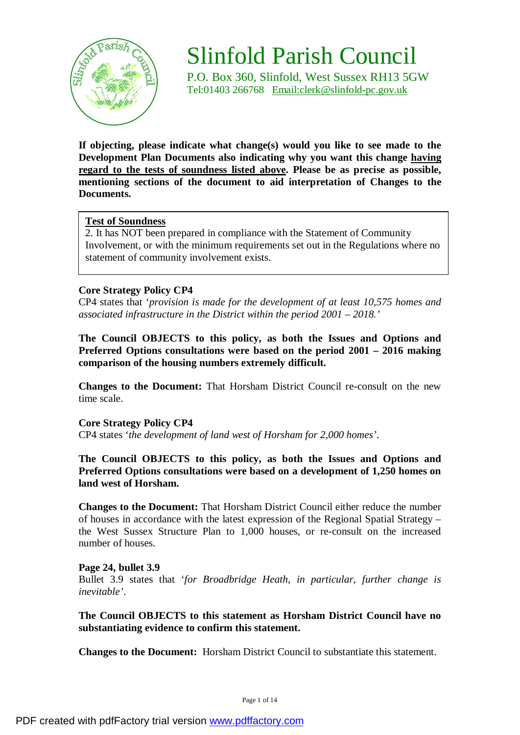# Slinfold Parish Council

P.O. Box 360, Slinfold, West Sussex RH13 5GW
Tel:01403 266768 Email:clerk@slinfold-pc.gov.uk

**If objecting, please indicate what change(s) would you like to see made to the Development Plan Documents also indicating why you want this change having regard to the tests of soundness listed above. Please be as precise as possible, mentioning sections of the document to aid interpretation of Changes to the Documents.**

> **Test of Soundness**
> 2. It has NOT been prepared in compliance with the Statement of Community Involvement, or with the minimum requirements set out in the Regulations where no statement of community involvement exists.

**Core Strategy Policy CP4**
CP4 states that '*provision is made for the development of at least 10,575 homes and associated infrastructure in the District within the period 2001 – 2018.*'

**The Council OBJECTS to this policy, as both the Issues and Options and Preferred Options consultations were based on the period 2001 – 2016 making comparison of the housing numbers extremely difficult.**

**Changes to the Document:** That Horsham District Council re-consult on the new time scale.

**Core Strategy Policy CP4**
CP4 states '*the development of land west of Horsham for 2,000 homes*'.

**The Council OBJECTS to this policy, as both the Issues and Options and Preferred Options consultations were based on a development of 1,250 homes on land west of Horsham.**

**Changes to the Document:** That Horsham District Council either reduce the number of houses in accordance with the latest expression of the Regional Spatial Strategy – the West Sussex Structure Plan to 1,000 houses, or re-consult on the increased number of houses.

**Page 24, bullet 3.9**
Bullet 3.9 states that '*for Broadbridge Heath, in particular, further change is inevitable*'.

**The Council OBJECTS to this statement as Horsham District Council have no substantiating evidence to confirm this statement.**

**Changes to the Document:** Horsham District Council to substantiate this statement.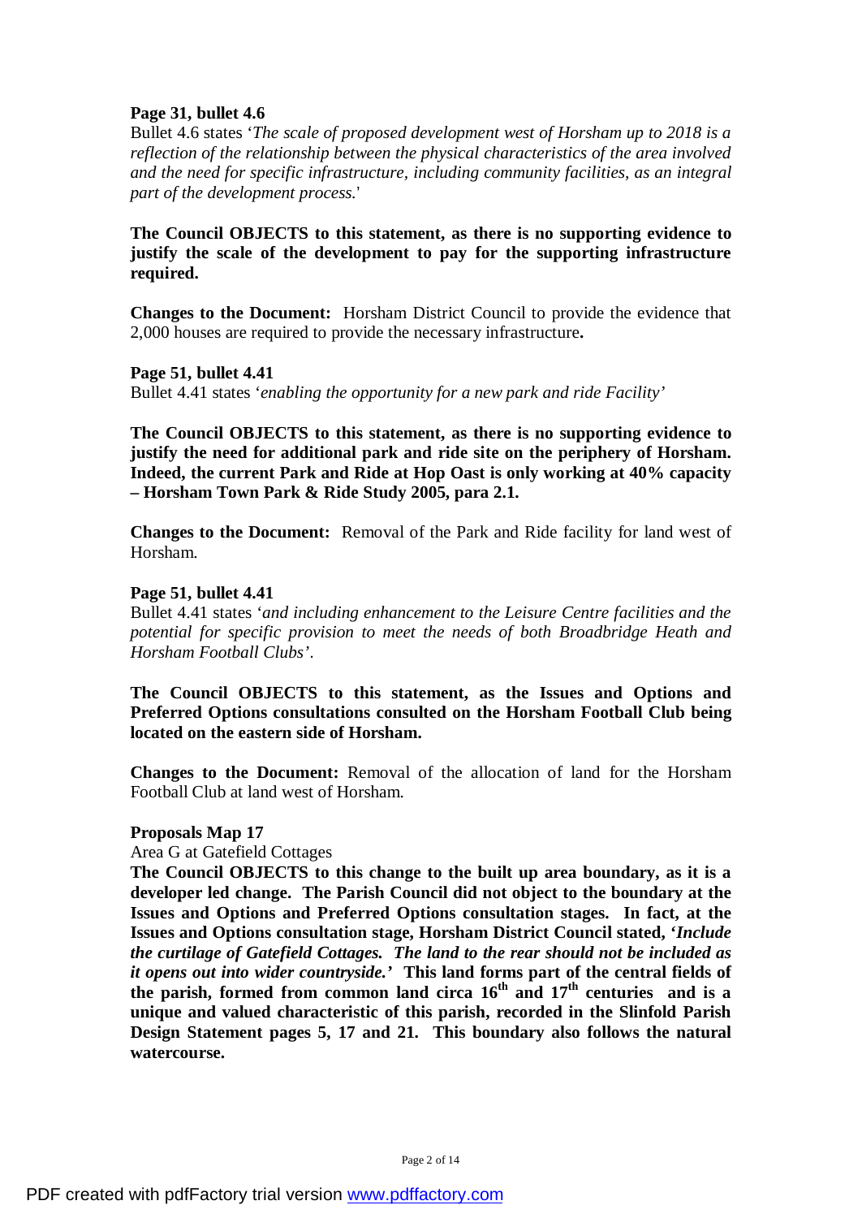**Page 31, bullet 4.6**

Bullet 4.6 states '*The scale of proposed development west of Horsham up to 2018 is a reflection of the relationship between the physical characteristics of the area involved and the need for specific infrastructure, including community facilities, as an integral part of the development process.*'

**The Council OBJECTS to this statement, as there is no supporting evidence to justify the scale of the development to pay for the supporting infrastructure required.**

**Changes to the Document:** Horsham District Council to provide the evidence that 2,000 houses are required to provide the necessary infrastructure**.**

**Page 51, bullet 4.41**

Bullet 4.41 states '*enabling the opportunity for a new park and ride Facility*'

**The Council OBJECTS to this statement, as there is no supporting evidence to justify the need for additional park and ride site on the periphery of Horsham. Indeed, the current Park and Ride at Hop Oast is only working at 40% capacity – Horsham Town Park & Ride Study 2005, para 2.1.**

**Changes to the Document:** Removal of the Park and Ride facility for land west of Horsham.

**Page 51, bullet 4.41**

Bullet 4.41 states '*and including enhancement to the Leisure Centre facilities and the potential for specific provision to meet the needs of both Broadbridge Heath and Horsham Football Clubs*'.

**The Council OBJECTS to this statement, as the Issues and Options and Preferred Options consultations consulted on the Horsham Football Club being located on the eastern side of Horsham.**

**Changes to the Document:** Removal of the allocation of land for the Horsham Football Club at land west of Horsham.

**Proposals Map 17**

Area G at Gatefield Cottages

**The Council OBJECTS to this change to the built up area boundary, as it is a developer led change. The Parish Council did not object to the boundary at the Issues and Options and Preferred Options consultation stages. In fact, at the Issues and Options consultation stage, Horsham District Council stated, '*Include the curtilage of Gatefield Cottages. The land to the rear should not be included as it opens out into wider countryside.*' This land forms part of the central fields of the parish, formed from common land circa 16th and 17th centuries and is a unique and valued characteristic of this parish, recorded in the Slinfold Parish Design Statement pages 5, 17 and 21. This boundary also follows the natural watercourse.**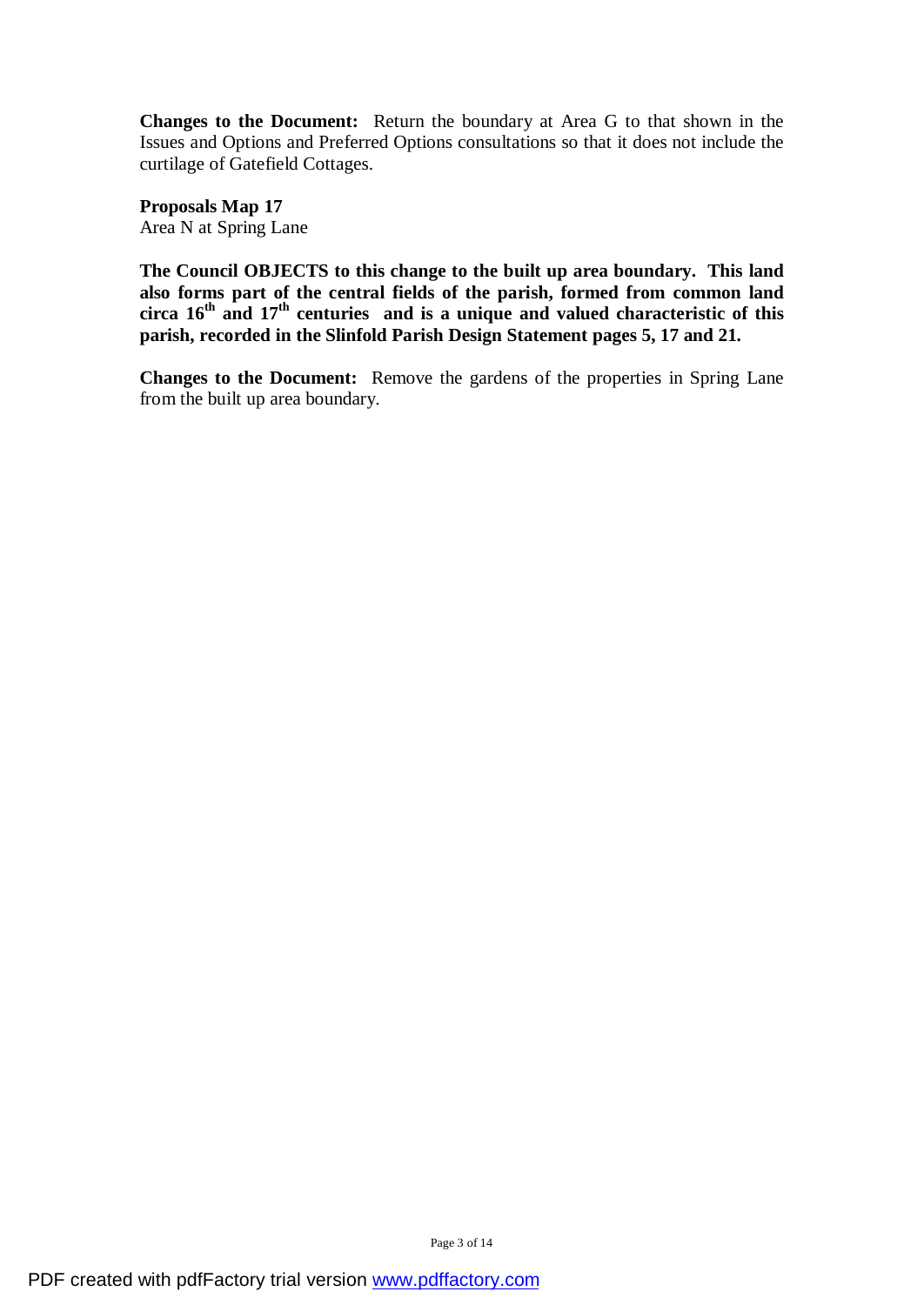**Changes to the Document:** Return the boundary at Area G to that shown in the Issues and Options and Preferred Options consultations so that it does not include the curtilage of Gatefield Cottages.

**Proposals Map 17**
Area N at Spring Lane

**The Council OBJECTS to this change to the built up area boundary. This land also forms part of the central fields of the parish, formed from common land circa 16th and 17th centuries and is a unique and valued characteristic of this parish, recorded in the Slinfold Parish Design Statement pages 5, 17 and 21.**

**Changes to the Document:** Remove the gardens of the properties in Spring Lane from the built up area boundary.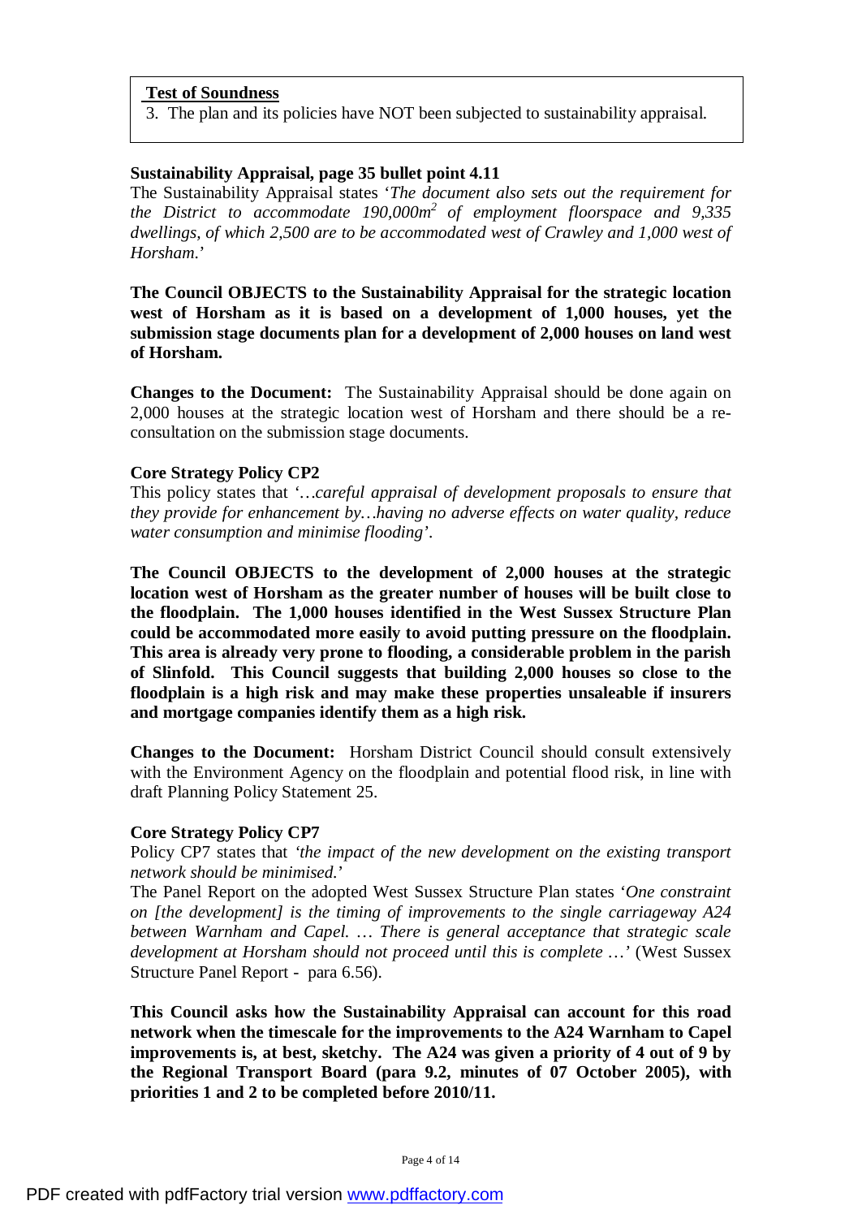**Test of Soundness**

3. The plan and its policies have NOT been subjected to sustainability appraisal.

**Sustainability Appraisal, page 35 bullet point 4.11**

The Sustainability Appraisal states '*The document also sets out the requirement for the District to accommodate 190,000m$^2$ of employment floorspace and 9,335 dwellings, of which 2,500 are to be accommodated west of Crawley and 1,000 west of Horsham.*'

**The Council OBJECTS to the Sustainability Appraisal for the strategic location west of Horsham as it is based on a development of 1,000 houses, yet the submission stage documents plan for a development of 2,000 houses on land west of Horsham.**

**Changes to the Document:** The Sustainability Appraisal should be done again on 2,000 houses at the strategic location west of Horsham and there should be a re-consultation on the submission stage documents.

**Core Strategy Policy CP2**

This policy states that '*…careful appraisal of development proposals to ensure that they provide for enhancement by…having no adverse effects on water quality, reduce water consumption and minimise flooding*'.

**The Council OBJECTS to the development of 2,000 houses at the strategic location west of Horsham as the greater number of houses will be built close to the floodplain. The 1,000 houses identified in the West Sussex Structure Plan could be accommodated more easily to avoid putting pressure on the floodplain. This area is already very prone to flooding, a considerable problem in the parish of Slinfold. This Council suggests that building 2,000 houses so close to the floodplain is a high risk and may make these properties unsaleable if insurers and mortgage companies identify them as a high risk.**

**Changes to the Document:** Horsham District Council should consult extensively with the Environment Agency on the floodplain and potential flood risk, in line with draft Planning Policy Statement 25.

**Core Strategy Policy CP7**

Policy CP7 states that *'the impact of the new development on the existing transport network should be minimised.*'

The Panel Report on the adopted West Sussex Structure Plan states '*One constraint on [the development] is the timing of improvements to the single carriageway A24 between Warnham and Capel. … There is general acceptance that strategic scale development at Horsham should not proceed until this is complete …*' (West Sussex Structure Panel Report - para 6.56).

**This Council asks how the Sustainability Appraisal can account for this road network when the timescale for the improvements to the A24 Warnham to Capel improvements is, at best, sketchy. The A24 was given a priority of 4 out of 9 by the Regional Transport Board (para 9.2, minutes of 07 October 2005), with priorities 1 and 2 to be completed before 2010/11.**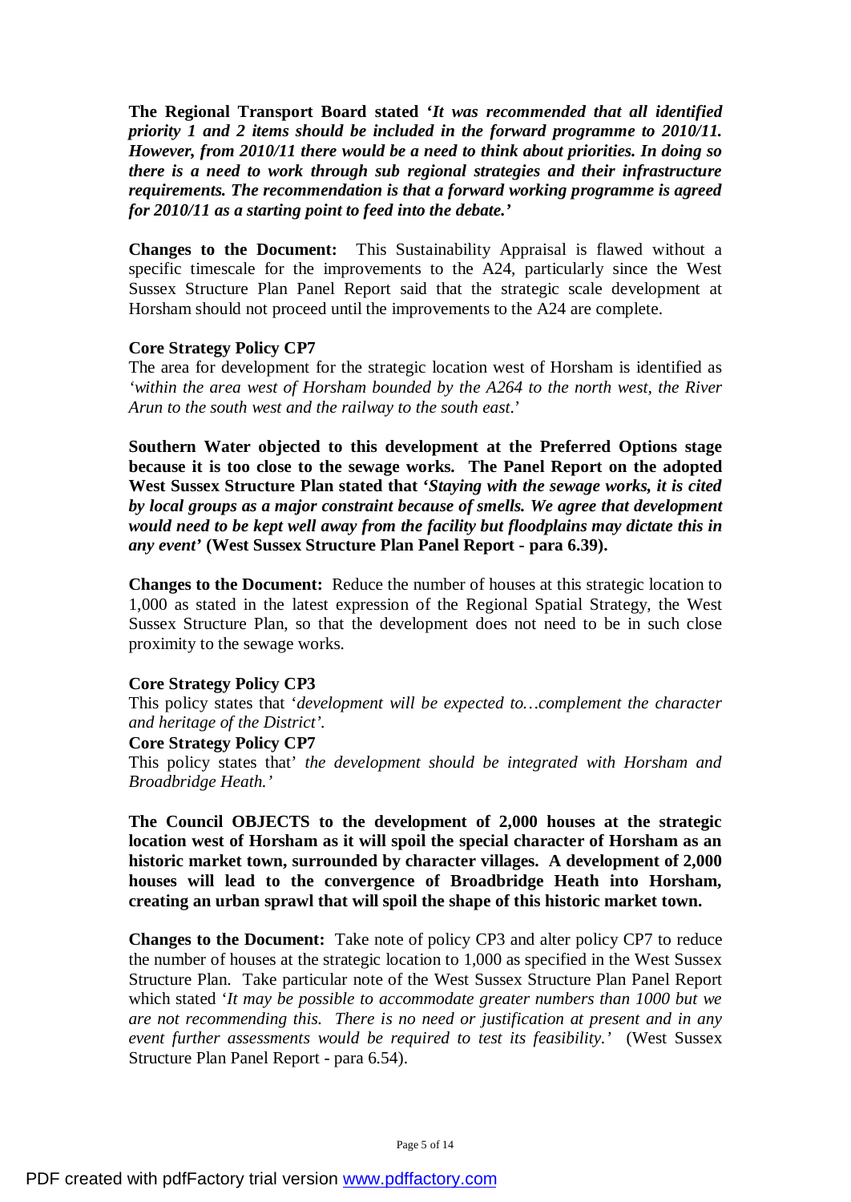**The Regional Transport Board stated '*It was recommended that all identified priority 1 and 2 items should be included in the forward programme to 2010/11. However, from 2010/11 there would be a need to think about priorities. In doing so there is a need to work through sub regional strategies and their infrastructure requirements. The recommendation is that a forward working programme is agreed for 2010/11 as a starting point to feed into the debate.*'**

**Changes to the Document:** This Sustainability Appraisal is flawed without a specific timescale for the improvements to the A24, particularly since the West Sussex Structure Plan Panel Report said that the strategic scale development at Horsham should not proceed until the improvements to the A24 are complete.

**Core Strategy Policy CP7**

The area for development for the strategic location west of Horsham is identified as '*within the area west of Horsham bounded by the A264 to the north west, the River Arun to the south west and the railway to the south east*.'

**Southern Water objected to this development at the Preferred Options stage because it is too close to the sewage works. The Panel Report on the adopted West Sussex Structure Plan stated that '*Staying with the sewage works, it is cited by local groups as a major constraint because of smells. We agree that development would need to be kept well away from the facility but floodplains may dictate this in any event*' (West Sussex Structure Plan Panel Report - para 6.39).**

**Changes to the Document:** Reduce the number of houses at this strategic location to 1,000 as stated in the latest expression of the Regional Spatial Strategy, the West Sussex Structure Plan, so that the development does not need to be in such close proximity to the sewage works.

**Core Strategy Policy CP3**

This policy states that '*development will be expected to…complement the character and heritage of the District'.*

**Core Strategy Policy CP7**

This policy states that' *the development should be integrated with Horsham and Broadbridge Heath.'*

**The Council OBJECTS to the development of 2,000 houses at the strategic location west of Horsham as it will spoil the special character of Horsham as an historic market town, surrounded by character villages. A development of 2,000 houses will lead to the convergence of Broadbridge Heath into Horsham, creating an urban sprawl that will spoil the shape of this historic market town.**

**Changes to the Document:** Take note of policy CP3 and alter policy CP7 to reduce the number of houses at the strategic location to 1,000 as specified in the West Sussex Structure Plan. Take particular note of the West Sussex Structure Plan Panel Report which stated '*It may be possible to accommodate greater numbers than 1000 but we are not recommending this. There is no need or justification at present and in any event further assessments would be required to test its feasibility.'* (West Sussex Structure Plan Panel Report - para 6.54).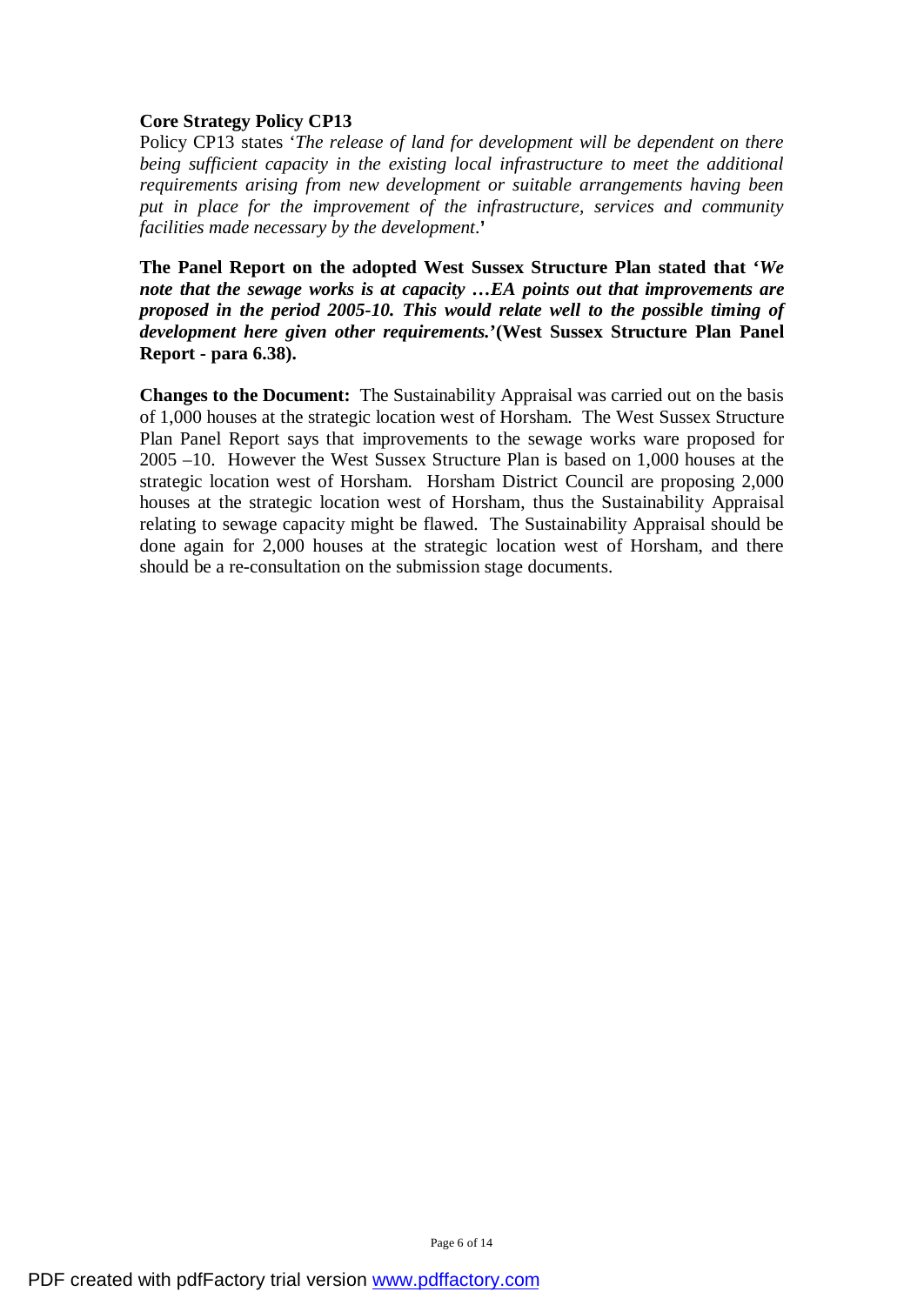**Core Strategy Policy CP13**

Policy CP13 states '*The release of land for development will be dependent on there being sufficient capacity in the existing local infrastructure to meet the additional requirements arising from new development or suitable arrangements having been put in place for the improvement of the infrastructure, services and community facilities made necessary by the development*.**'**

**The Panel Report on the adopted West Sussex Structure Plan stated that '*We note that the sewage works is at capacity …EA points out that improvements are proposed in the period 2005-10. This would relate well to the possible timing of development here given other requirements.*'(West Sussex Structure Plan Panel Report - para 6.38).**

**Changes to the Document:** The Sustainability Appraisal was carried out on the basis of 1,000 houses at the strategic location west of Horsham. The West Sussex Structure Plan Panel Report says that improvements to the sewage works ware proposed for 2005 –10. However the West Sussex Structure Plan is based on 1,000 houses at the strategic location west of Horsham. Horsham District Council are proposing 2,000 houses at the strategic location west of Horsham, thus the Sustainability Appraisal relating to sewage capacity might be flawed. The Sustainability Appraisal should be done again for 2,000 houses at the strategic location west of Horsham, and there should be a re-consultation on the submission stage documents.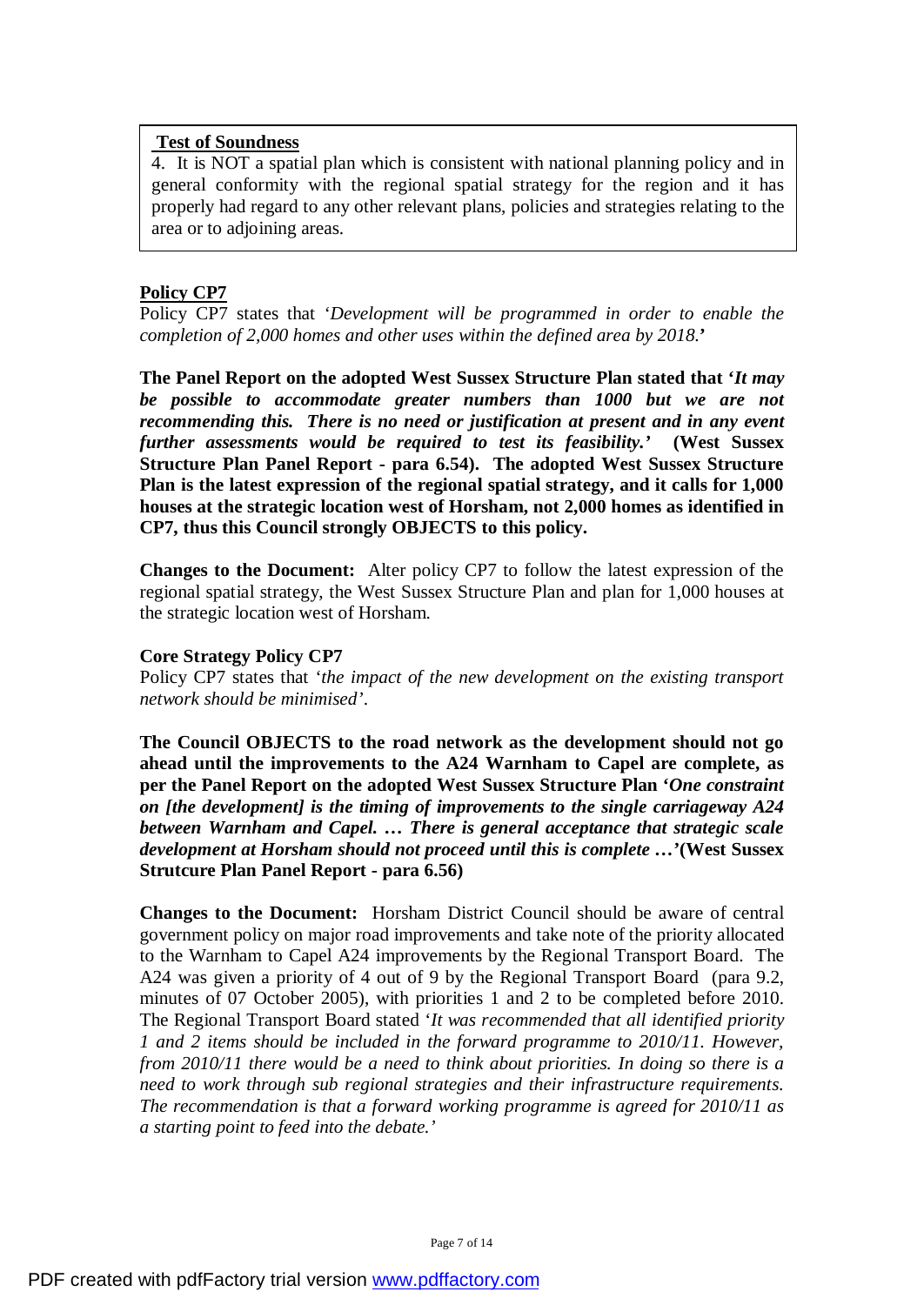**Test of Soundness**

4. It is NOT a spatial plan which is consistent with national planning policy and in general conformity with the regional spatial strategy for the region and it has properly had regard to any other relevant plans, policies and strategies relating to the area or to adjoining areas.

**Policy CP7**

Policy CP7 states that '*Development will be programmed in order to enable the completion of 2,000 homes and other uses within the defined area by 2018.*'

**The Panel Report on the adopted West Sussex Structure Plan stated that '*It may be possible to accommodate greater numbers than 1000 but we are not recommending this. There is no need or justification at present and in any event further assessments would be required to test its feasibility.*' (West Sussex Structure Plan Panel Report - para 6.54). The adopted West Sussex Structure Plan is the latest expression of the regional spatial strategy, and it calls for 1,000 houses at the strategic location west of Horsham, not 2,000 homes as identified in CP7, thus this Council strongly OBJECTS to this policy.**

**Changes to the Document:** Alter policy CP7 to follow the latest expression of the regional spatial strategy, the West Sussex Structure Plan and plan for 1,000 houses at the strategic location west of Horsham.

**Core Strategy Policy CP7**

Policy CP7 states that '*the impact of the new development on the existing transport network should be minimised*'.

**The Council OBJECTS to the road network as the development should not go ahead until the improvements to the A24 Warnham to Capel are complete, as per the Panel Report on the adopted West Sussex Structure Plan '*One constraint on [the development] is the timing of improvements to the single carriageway A24 between Warnham and Capel. … There is general acceptance that strategic scale development at Horsham should not proceed until this is complete …*'(West Sussex Strutcure Plan Panel Report - para 6.56)**

**Changes to the Document:** Horsham District Council should be aware of central government policy on major road improvements and take note of the priority allocated to the Warnham to Capel A24 improvements by the Regional Transport Board. The A24 was given a priority of 4 out of 9 by the Regional Transport Board (para 9.2, minutes of 07 October 2005), with priorities 1 and 2 to be completed before 2010. The Regional Transport Board stated '*It was recommended that all identified priority 1 and 2 items should be included in the forward programme to 2010/11. However, from 2010/11 there would be a need to think about priorities. In doing so there is a need to work through sub regional strategies and their infrastructure requirements. The recommendation is that a forward working programme is agreed for 2010/11 as a starting point to feed into the debate.*'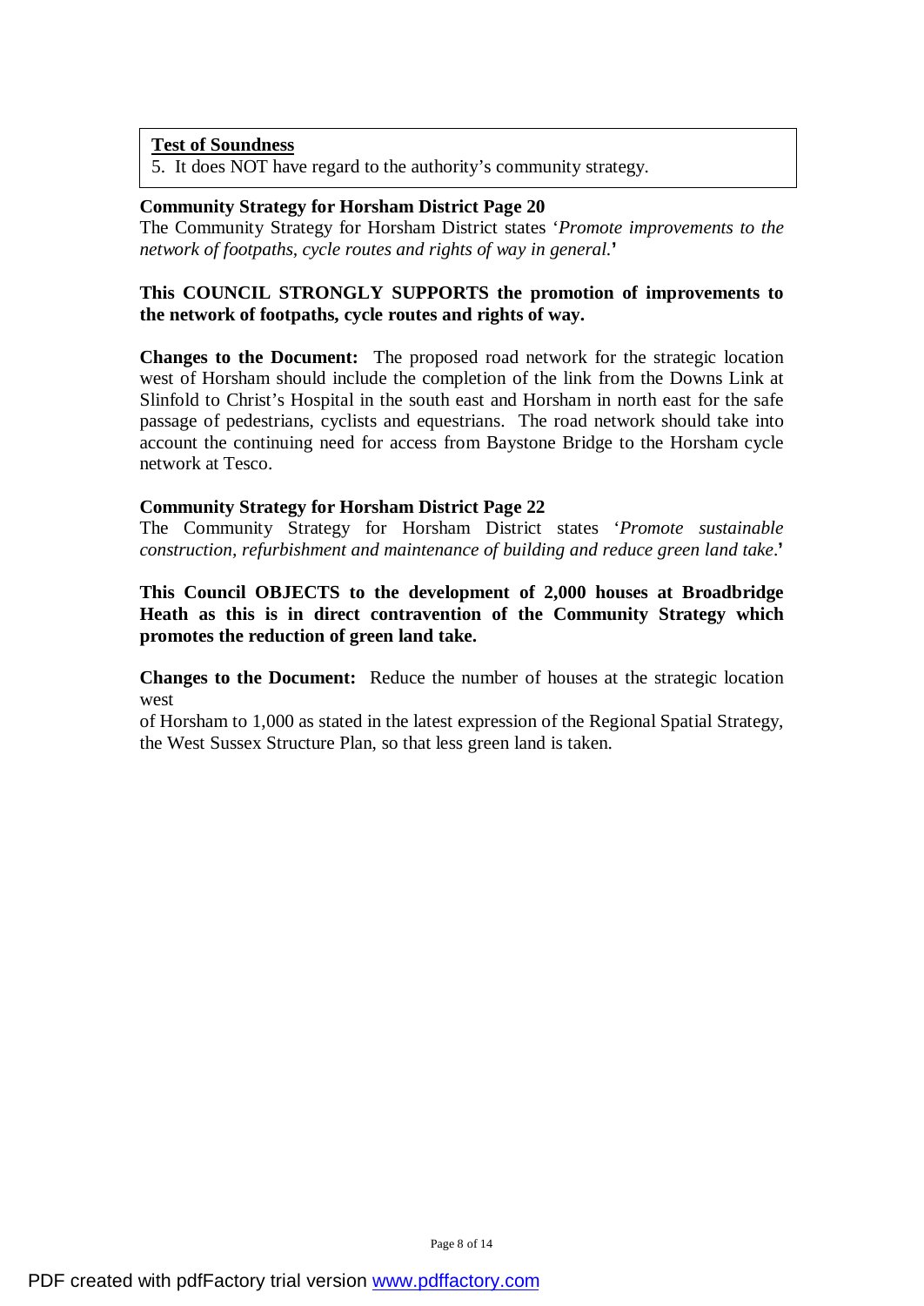**<u>Test of Soundness</u>**

5. It does NOT have regard to the authority's community strategy.

**Community Strategy for Horsham District Page 20**

The Community Strategy for Horsham District states '*Promote improvements to the network of footpaths, cycle routes and rights of way in general.*'

**This COUNCIL STRONGLY SUPPORTS the promotion of improvements to the network of footpaths, cycle routes and rights of way.**

**Changes to the Document:** The proposed road network for the strategic location west of Horsham should include the completion of the link from the Downs Link at Slinfold to Christ's Hospital in the south east and Horsham in north east for the safe passage of pedestrians, cyclists and equestrians. The road network should take into account the continuing need for access from Baystone Bridge to the Horsham cycle network at Tesco.

**Community Strategy for Horsham District Page 22**

The Community Strategy for Horsham District states '*Promote sustainable construction, refurbishment and maintenance of building and reduce green land take.*'

**This Council OBJECTS to the development of 2,000 houses at Broadbridge Heath as this is in direct contravention of the Community Strategy which promotes the reduction of green land take.**

**Changes to the Document:** Reduce the number of houses at the strategic location west of Horsham to 1,000 as stated in the latest expression of the Regional Spatial Strategy, the West Sussex Structure Plan, so that less green land is taken.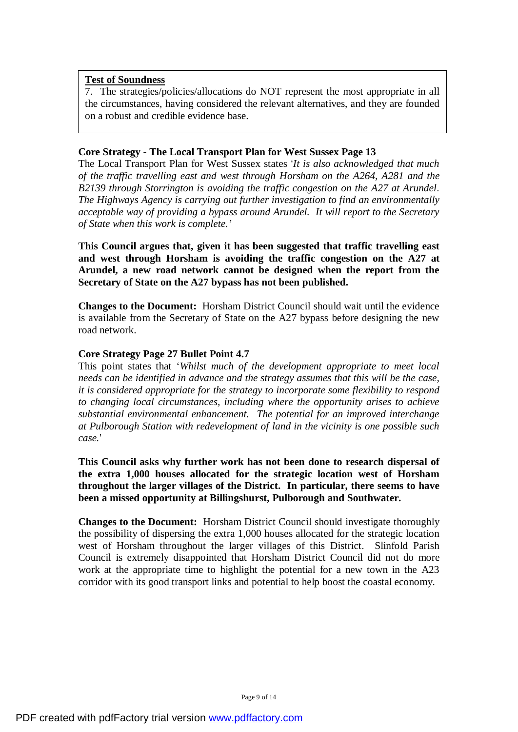**Test of Soundness**

7. The strategies/policies/allocations do NOT represent the most appropriate in all the circumstances, having considered the relevant alternatives, and they are founded on a robust and credible evidence base.

**Core Strategy - The Local Transport Plan for West Sussex Page 13**

The Local Transport Plan for West Sussex states '*It is also acknowledged that much of the traffic travelling east and west through Horsham on the A264, A281 and the B2139 through Storrington is avoiding the traffic congestion on the A27 at Arundel. The Highways Agency is carrying out further investigation to find an environmentally acceptable way of providing a bypass around Arundel. It will report to the Secretary of State when this work is complete.*'

**This Council argues that, given it has been suggested that traffic travelling east and west through Horsham is avoiding the traffic congestion on the A27 at Arundel, a new road network cannot be designed when the report from the Secretary of State on the A27 bypass has not been published.**

**Changes to the Document:** Horsham District Council should wait until the evidence is available from the Secretary of State on the A27 bypass before designing the new road network.

**Core Strategy Page 27 Bullet Point 4.7**

This point states that '*Whilst much of the development appropriate to meet local needs can be identified in advance and the strategy assumes that this will be the case, it is considered appropriate for the strategy to incorporate some flexibility to respond to changing local circumstances, including where the opportunity arises to achieve substantial environmental enhancement. The potential for an improved interchange at Pulborough Station with redevelopment of land in the vicinity is one possible such case.*'

**This Council asks why further work has not been done to research dispersal of the extra 1,000 houses allocated for the strategic location west of Horsham throughout the larger villages of the District. In particular, there seems to have been a missed opportunity at Billingshurst, Pulborough and Southwater.**

**Changes to the Document:** Horsham District Council should investigate thoroughly the possibility of dispersing the extra 1,000 houses allocated for the strategic location west of Horsham throughout the larger villages of this District. Slinfold Parish Council is extremely disappointed that Horsham District Council did not do more work at the appropriate time to highlight the potential for a new town in the A23 corridor with its good transport links and potential to help boost the coastal economy.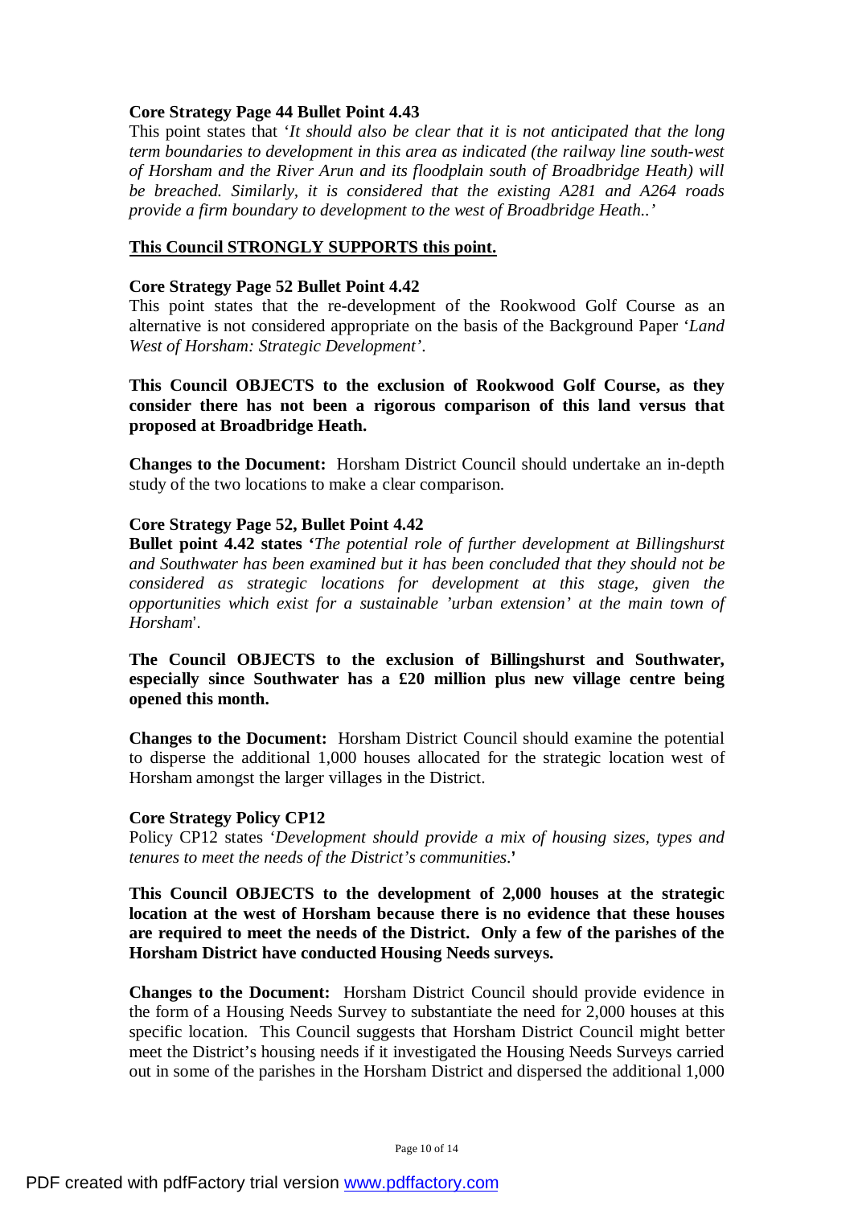**Core Strategy Page 44 Bullet Point 4.43**

This point states that '*It should also be clear that it is not anticipated that the long term boundaries to development in this area as indicated (the railway line south-west of Horsham and the River Arun and its floodplain south of Broadbridge Heath) will be breached. Similarly, it is considered that the existing A281 and A264 roads provide a firm boundary to development to the west of Broadbridge Heath..'*

**This Council STRONGLY SUPPORTS this point.**

**Core Strategy Page 52 Bullet Point 4.42**

This point states that the re-development of the Rookwood Golf Course as an alternative is not considered appropriate on the basis of the Background Paper '*Land West of Horsham: Strategic Development*'.

**This Council OBJECTS to the exclusion of Rookwood Golf Course, as they consider there has not been a rigorous comparison of this land versus that proposed at Broadbridge Heath.**

**Changes to the Document:** Horsham District Council should undertake an in-depth study of the two locations to make a clear comparison.

**Core Strategy Page 52, Bullet Point 4.42**

**Bullet point 4.42 states '***The potential role of further development at Billingshurst and Southwater has been examined but it has been concluded that they should not be considered as strategic locations for development at this stage, given the opportunities which exist for a sustainable 'urban extension' at the main town of Horsham*'.

**The Council OBJECTS to the exclusion of Billingshurst and Southwater, especially since Southwater has a £20 million plus new village centre being opened this month.**

**Changes to the Document:** Horsham District Council should examine the potential to disperse the additional 1,000 houses allocated for the strategic location west of Horsham amongst the larger villages in the District.

**Core Strategy Policy CP12**

Policy CP12 states '*Development should provide a mix of housing sizes, types and tenures to meet the needs of the District's communities*.**'**

**This Council OBJECTS to the development of 2,000 houses at the strategic location at the west of Horsham because there is no evidence that these houses are required to meet the needs of the District. Only a few of the parishes of the Horsham District have conducted Housing Needs surveys.**

**Changes to the Document:** Horsham District Council should provide evidence in the form of a Housing Needs Survey to substantiate the need for 2,000 houses at this specific location. This Council suggests that Horsham District Council might better meet the District's housing needs if it investigated the Housing Needs Surveys carried out in some of the parishes in the Horsham District and dispersed the additional 1,000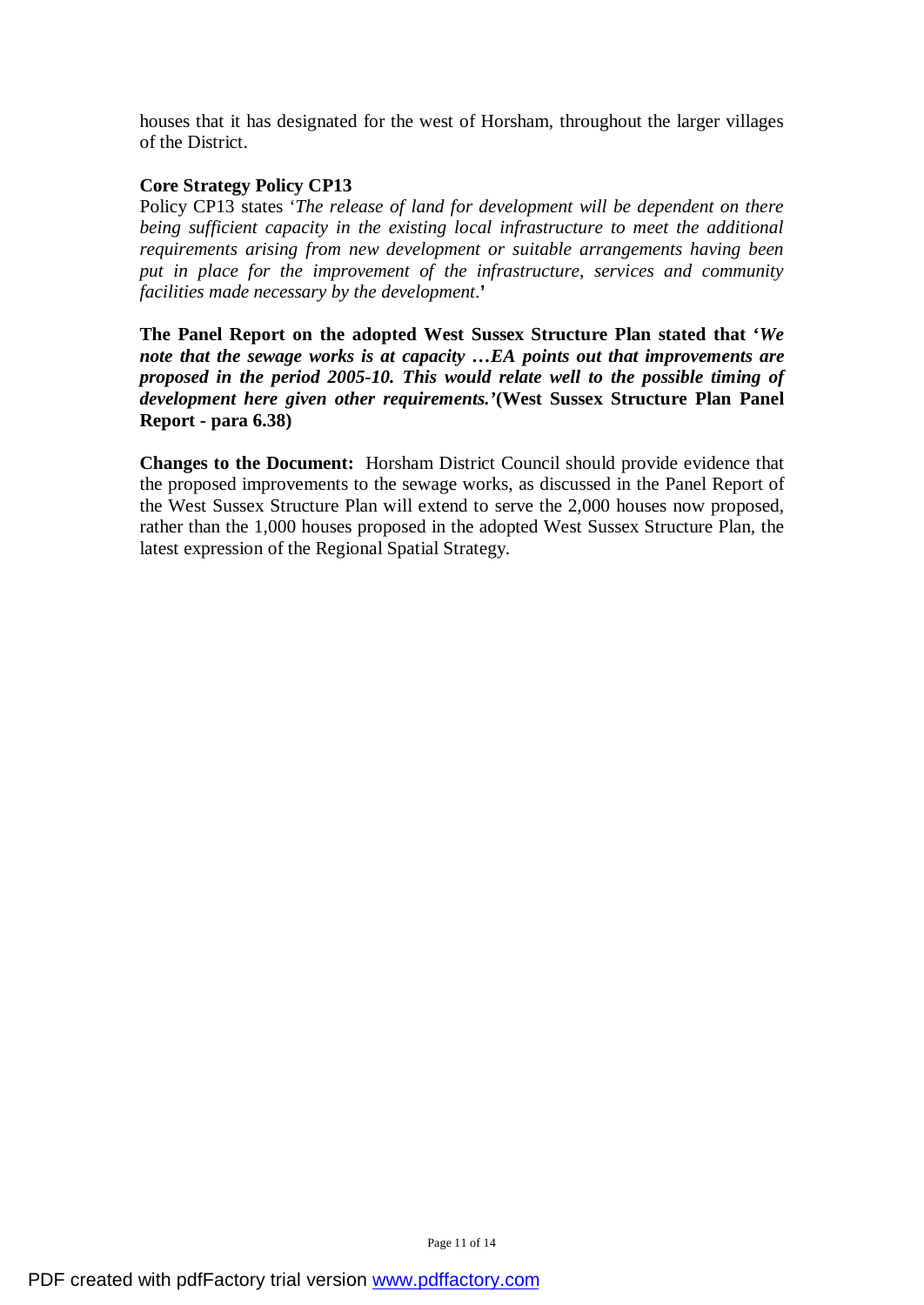houses that it has designated for the west of Horsham, throughout the larger villages of the District.

**Core Strategy Policy CP13**

Policy CP13 states '*The release of land for development will be dependent on there being sufficient capacity in the existing local infrastructure to meet the additional requirements arising from new development or suitable arrangements having been put in place for the improvement of the infrastructure, services and community facilities made necessary by the development*.**'**

**The Panel Report on the adopted West Sussex Structure Plan stated that '*We note that the sewage works is at capacity …EA points out that improvements are proposed in the period 2005-10. This would relate well to the possible timing of development here given other requirements.*'(West Sussex Structure Plan Panel Report - para 6.38)**

**Changes to the Document:** Horsham District Council should provide evidence that the proposed improvements to the sewage works, as discussed in the Panel Report of the West Sussex Structure Plan will extend to serve the 2,000 houses now proposed, rather than the 1,000 houses proposed in the adopted West Sussex Structure Plan, the latest expression of the Regional Spatial Strategy.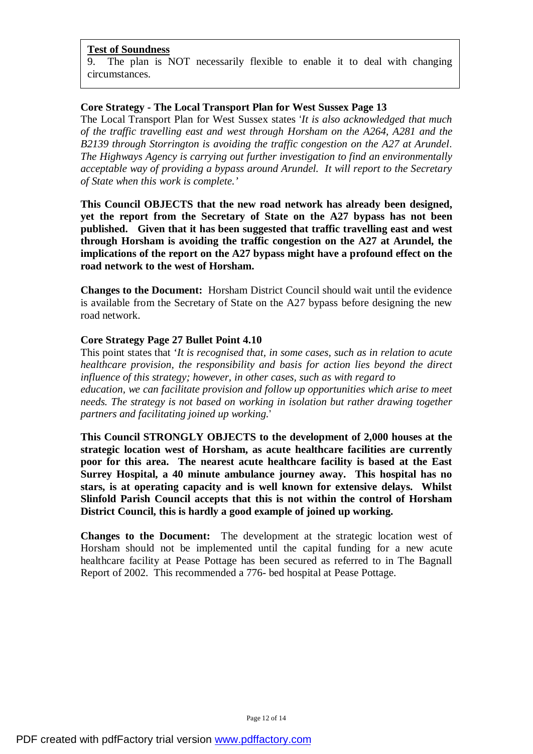**<u>Test of Soundness</u>**
9. The plan is NOT necessarily flexible to enable it to deal with changing circumstances.

**Core Strategy - The Local Transport Plan for West Sussex Page 13**

The Local Transport Plan for West Sussex states '*It is also acknowledged that much of the traffic travelling east and west through Horsham on the A264, A281 and the B2139 through Storrington is avoiding the traffic congestion on the A27 at Arundel. The Highways Agency is carrying out further investigation to find an environmentally acceptable way of providing a bypass around Arundel. It will report to the Secretary of State when this work is complete.*'

**This Council OBJECTS that the new road network has already been designed, yet the report from the Secretary of State on the A27 bypass has not been published. Given that it has been suggested that traffic travelling east and west through Horsham is avoiding the traffic congestion on the A27 at Arundel, the implications of the report on the A27 bypass might have a profound effect on the road network to the west of Horsham.**

**Changes to the Document:** Horsham District Council should wait until the evidence is available from the Secretary of State on the A27 bypass before designing the new road network.

**Core Strategy Page 27 Bullet Point 4.10**

This point states that '*It is recognised that, in some cases, such as in relation to acute healthcare provision, the responsibility and basis for action lies beyond the direct influence of this strategy; however, in other cases, such as with regard to education, we can facilitate provision and follow up opportunities which arise to meet needs. The strategy is not based on working in isolation but rather drawing together partners and facilitating joined up working.*'

**This Council STRONGLY OBJECTS to the development of 2,000 houses at the strategic location west of Horsham, as acute healthcare facilities are currently poor for this area. The nearest acute healthcare facility is based at the East Surrey Hospital, a 40 minute ambulance journey away. This hospital has no stars, is at operating capacity and is well known for extensive delays. Whilst Slinfold Parish Council accepts that this is not within the control of Horsham District Council, this is hardly a good example of joined up working.**

**Changes to the Document:** The development at the strategic location west of Horsham should not be implemented until the capital funding for a new acute healthcare facility at Pease Pottage has been secured as referred to in The Bagnall Report of 2002. This recommended a 776- bed hospital at Pease Pottage.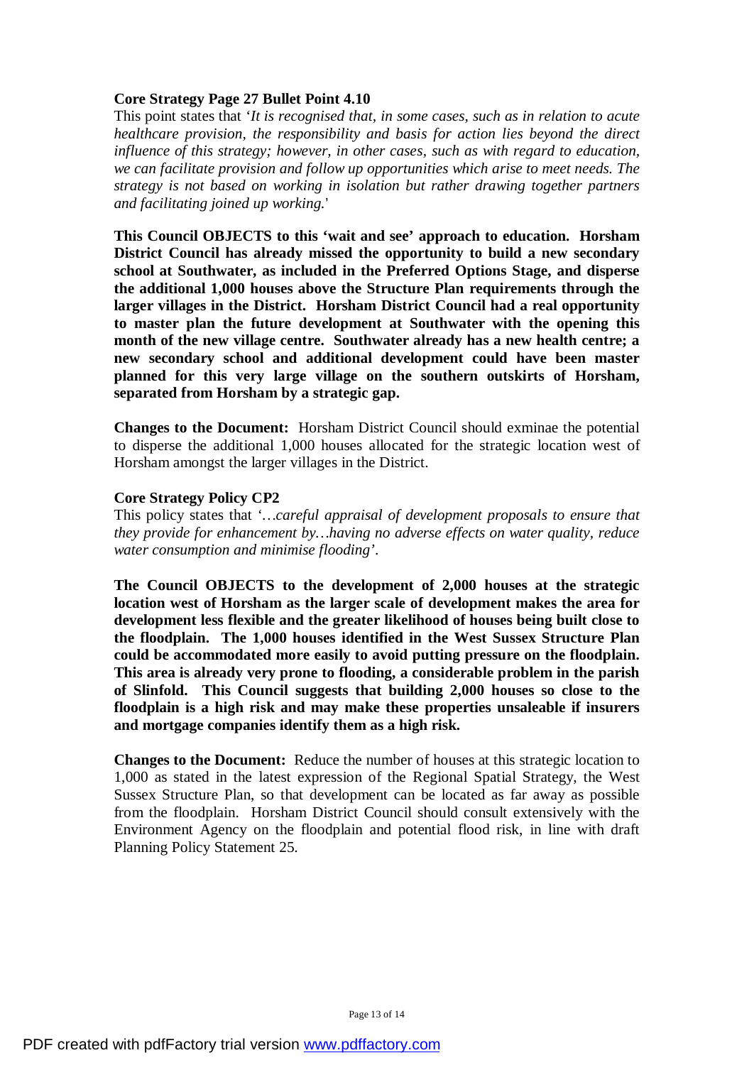**Core Strategy Page 27 Bullet Point 4.10**

This point states that '*It is recognised that, in some cases, such as in relation to acute healthcare provision, the responsibility and basis for action lies beyond the direct influence of this strategy; however, in other cases, such as with regard to education, we can facilitate provision and follow up opportunities which arise to meet needs. The strategy is not based on working in isolation but rather drawing together partners and facilitating joined up working.*'

**This Council OBJECTS to this 'wait and see' approach to education. Horsham District Council has already missed the opportunity to build a new secondary school at Southwater, as included in the Preferred Options Stage, and disperse the additional 1,000 houses above the Structure Plan requirements through the larger villages in the District. Horsham District Council had a real opportunity to master plan the future development at Southwater with the opening this month of the new village centre. Southwater already has a new health centre; a new secondary school and additional development could have been master planned for this very large village on the southern outskirts of Horsham, separated from Horsham by a strategic gap.**

**Changes to the Document:** Horsham District Council should exminae the potential to disperse the additional 1,000 houses allocated for the strategic location west of Horsham amongst the larger villages in the District.

**Core Strategy Policy CP2**

This policy states that '*…careful appraisal of development proposals to ensure that they provide for enhancement by…having no adverse effects on water quality, reduce water consumption and minimise flooding*'.

**The Council OBJECTS to the development of 2,000 houses at the strategic location west of Horsham as the larger scale of development makes the area for development less flexible and the greater likelihood of houses being built close to the floodplain. The 1,000 houses identified in the West Sussex Structure Plan could be accommodated more easily to avoid putting pressure on the floodplain. This area is already very prone to flooding, a considerable problem in the parish of Slinfold. This Council suggests that building 2,000 houses so close to the floodplain is a high risk and may make these properties unsaleable if insurers and mortgage companies identify them as a high risk.**

**Changes to the Document:** Reduce the number of houses at this strategic location to 1,000 as stated in the latest expression of the Regional Spatial Strategy, the West Sussex Structure Plan, so that development can be located as far away as possible from the floodplain. Horsham District Council should consult extensively with the Environment Agency on the floodplain and potential flood risk, in line with draft Planning Policy Statement 25.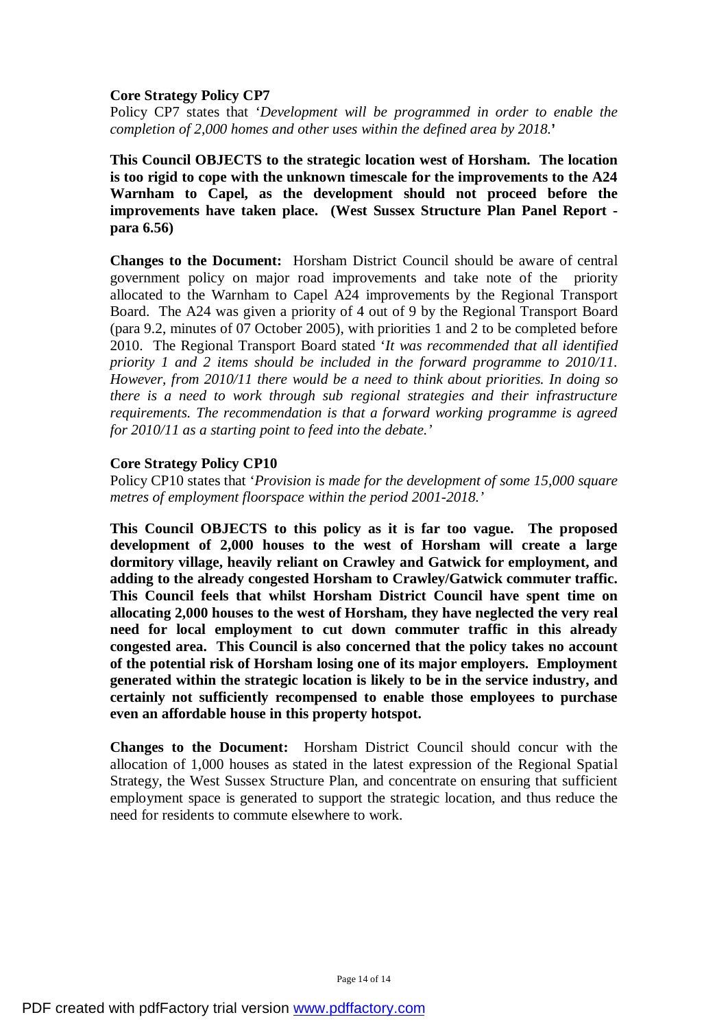**Core Strategy Policy CP7**

Policy CP7 states that '*Development will be programmed in order to enable the completion of 2,000 homes and other uses within the defined area by 2018.*'

**This Council OBJECTS to the strategic location west of Horsham. The location is too rigid to cope with the unknown timescale for the improvements to the A24 Warnham to Capel, as the development should not proceed before the improvements have taken place. (West Sussex Structure Plan Panel Report - para 6.56)**

**Changes to the Document:** Horsham District Council should be aware of central government policy on major road improvements and take note of the priority allocated to the Warnham to Capel A24 improvements by the Regional Transport Board. The A24 was given a priority of 4 out of 9 by the Regional Transport Board (para 9.2, minutes of 07 October 2005), with priorities 1 and 2 to be completed before 2010. The Regional Transport Board stated '*It was recommended that all identified priority 1 and 2 items should be included in the forward programme to 2010/11. However, from 2010/11 there would be a need to think about priorities. In doing so there is a need to work through sub regional strategies and their infrastructure requirements. The recommendation is that a forward working programme is agreed for 2010/11 as a starting point to feed into the debate.*'

**Core Strategy Policy CP10**

Policy CP10 states that '*Provision is made for the development of some 15,000 square metres of employment floorspace within the period 2001-2018.*'

**This Council OBJECTS to this policy as it is far too vague. The proposed development of 2,000 houses to the west of Horsham will create a large dormitory village, heavily reliant on Crawley and Gatwick for employment, and adding to the already congested Horsham to Crawley/Gatwick commuter traffic. This Council feels that whilst Horsham District Council have spent time on allocating 2,000 houses to the west of Horsham, they have neglected the very real need for local employment to cut down commuter traffic in this already congested area. This Council is also concerned that the policy takes no account of the potential risk of Horsham losing one of its major employers. Employment generated within the strategic location is likely to be in the service industry, and certainly not sufficiently recompensed to enable those employees to purchase even an affordable house in this property hotspot.**

**Changes to the Document:** Horsham District Council should concur with the allocation of 1,000 houses as stated in the latest expression of the Regional Spatial Strategy, the West Sussex Structure Plan, and concentrate on ensuring that sufficient employment space is generated to support the strategic location, and thus reduce the need for residents to commute elsewhere to work.